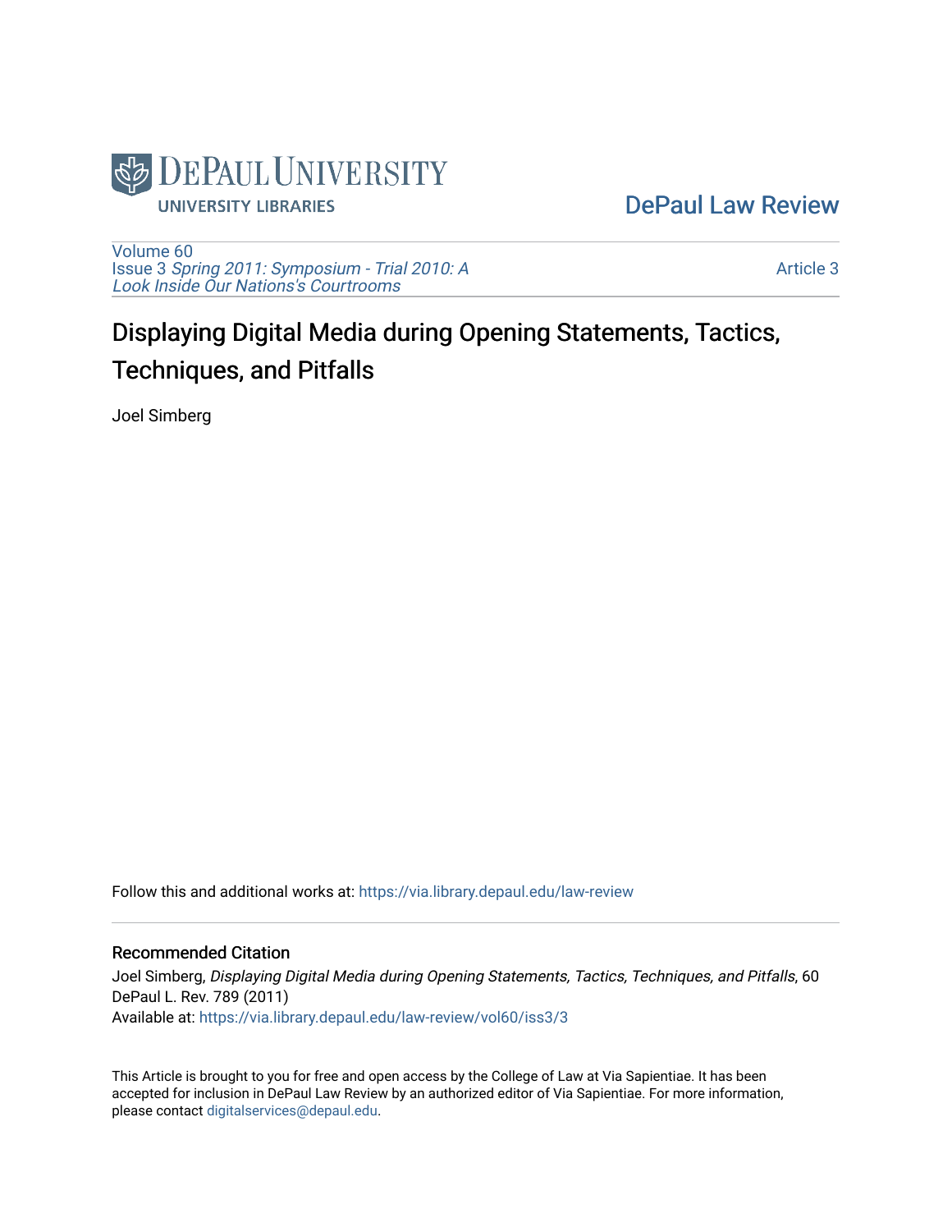DePaul University

UNIVERSITY LIBRARIES

DePaul Law Review

Volume 60
Issue 3 *Spring 2011: Symposium - Trial 2010: A Look Inside Our Nations's Courtrooms*

Article 3

# Displaying Digital Media during Opening Statements, Tactics, Techniques, and Pitfalls

Joel Simberg

Follow this and additional works at: https://via.library.depaul.edu/law-review

## Recommended Citation

Joel Simberg, *Displaying Digital Media during Opening Statements, Tactics, Techniques, and Pitfalls*, 60 DePaul L. Rev. 789 (2011)
Available at: https://via.library.depaul.edu/law-review/vol60/iss3/3

This Article is brought to you for free and open access by the College of Law at Via Sapientiae. It has been accepted for inclusion in DePaul Law Review by an authorized editor of Via Sapientiae. For more information, please contact digitalservices@depaul.edu.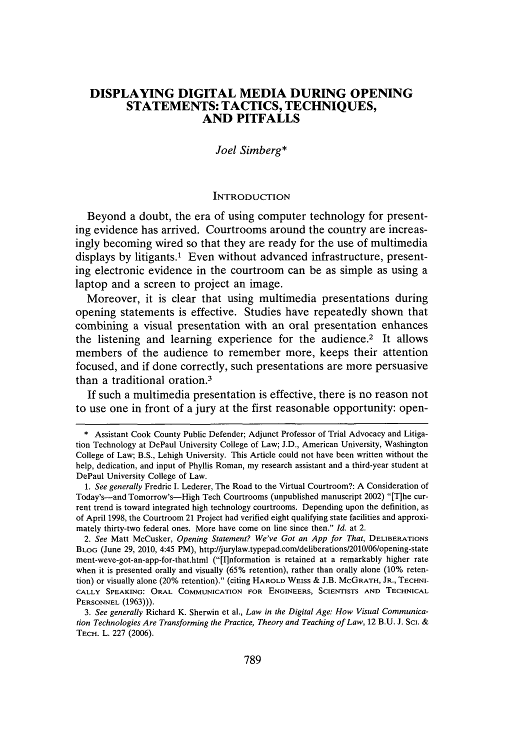# DISPLAYING DIGITAL MEDIA DURING OPENING STATEMENTS: TACTICS, TECHNIQUES, AND PITFALLS

*Joel Simberg**

## INTRODUCTION

Beyond a doubt, the era of using computer technology for presenting evidence has arrived. Courtrooms around the country are increasingly becoming wired so that they are ready for the use of multimedia displays by litigants.[1] Even without advanced infrastructure, presenting electronic evidence in the courtroom can be as simple as using a laptop and a screen to project an image.

Moreover, it is clear that using multimedia presentations during opening statements is effective. Studies have repeatedly shown that combining a visual presentation with an oral presentation enhances the listening and learning experience for the audience.[2] It allows members of the audience to remember more, keeps their attention focused, and if done correctly, such presentations are more persuasive than a traditional oration.[3]

If such a multimedia presentation is effective, there is no reason not to use one in front of a jury at the first reasonable opportunity: open-

---

\* Assistant Cook County Public Defender; Adjunct Professor of Trial Advocacy and Litigation Technology at DePaul University College of Law; J.D., American University, Washington College of Law; B.S., Lehigh University. This Article could not have been written without the help, dedication, and input of Phyllis Roman, my research assistant and a third-year student at DePaul University College of Law.

1. *See generally* Fredric I. Lederer, The Road to the Virtual Courtroom?: A Consideration of Today's—and Tomorrow's—High Tech Courtrooms (unpublished manuscript 2002) "[T]he current trend is toward integrated high technology courtrooms. Depending upon the definition, as of April 1998, the Courtroom 21 Project had verified eight qualifying state facilities and approximately thirty-two federal ones. More have come on line since then." *Id.* at 2.

2. *See* Matt McCusker, *Opening Statement? We've Got an App for That*, DELIBERATIONS BLOG (June 29, 2010, 4:45 PM), http://jurylaw.typepad.com/deliberations/2010/06/opening-statement-weve-got-an-app-for-that.html ("[I]nformation is retained at a remarkably higher rate when it is presented orally and visually (65% retention), rather than orally alone (10% retention) or visually alone (20% retention)." (citing HAROLD WEISS & J.B. MCGRATH, JR., TECHNICALLY SPEAKING: ORAL COMMUNICATION FOR ENGINEERS, SCIENTISTS AND TECHNICAL PERSONNEL (1963))).

3. *See generally* Richard K. Sherwin et al., *Law in the Digital Age: How Visual Communication Technologies Are Transforming the Practice, Theory and Teaching of Law*, 12 B.U. J. SCI. & TECH. L. 227 (2006).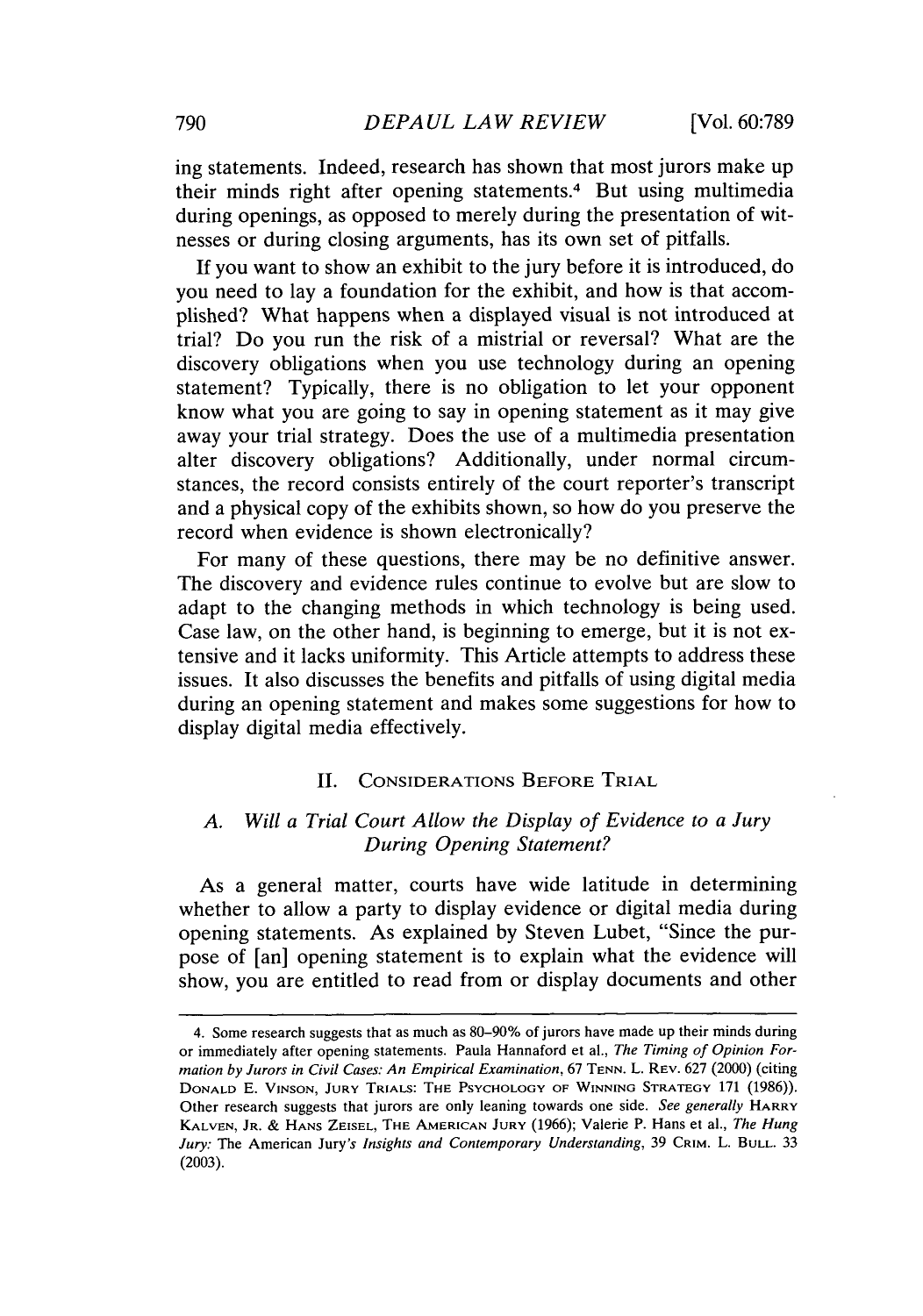ing statements. Indeed, research has shown that most jurors make up their minds right after opening statements.[4] But using multimedia during openings, as opposed to merely during the presentation of witnesses or during closing arguments, has its own set of pitfalls.

If you want to show an exhibit to the jury before it is introduced, do you need to lay a foundation for the exhibit, and how is that accomplished? What happens when a displayed visual is not introduced at trial? Do you run the risk of a mistrial or reversal? What are the discovery obligations when you use technology during an opening statement? Typically, there is no obligation to let your opponent know what you are going to say in opening statement as it may give away your trial strategy. Does the use of a multimedia presentation alter discovery obligations? Additionally, under normal circumstances, the record consists entirely of the court reporter's transcript and a physical copy of the exhibits shown, so how do you preserve the record when evidence is shown electronically?

For many of these questions, there may be no definitive answer. The discovery and evidence rules continue to evolve but are slow to adapt to the changing methods in which technology is being used. Case law, on the other hand, is beginning to emerge, but it is not extensive and it lacks uniformity. This Article attempts to address these issues. It also discusses the benefits and pitfalls of using digital media during an opening statement and makes some suggestions for how to display digital media effectively.

## II. Considerations Before Trial

### A. *Will a Trial Court Allow the Display of Evidence to a Jury During Opening Statement?*

As a general matter, courts have wide latitude in determining whether to allow a party to display evidence or digital media during opening statements. As explained by Steven Lubet, "Since the purpose of [an] opening statement is to explain what the evidence will show, you are entitled to read from or display documents and other

---

4. Some research suggests that as much as 80–90% of jurors have made up their minds during or immediately after opening statements. Paula Hannaford et al., *The Timing of Opinion Formation by Jurors in Civil Cases: An Empirical Examination*, 67 Tenn. L. Rev. 627 (2000) (citing Donald E. Vinson, Jury Trials: The Psychology of Winning Strategy 171 (1986)). Other research suggests that jurors are only leaning towards one side. *See generally* Harry Kalven, Jr. & Hans Zeisel, The American Jury (1966); Valerie P. Hans et al., *The Hung Jury:* The American Jury*'s Insights and Contemporary Understanding*, 39 Crim. L. Bull. 33 (2003).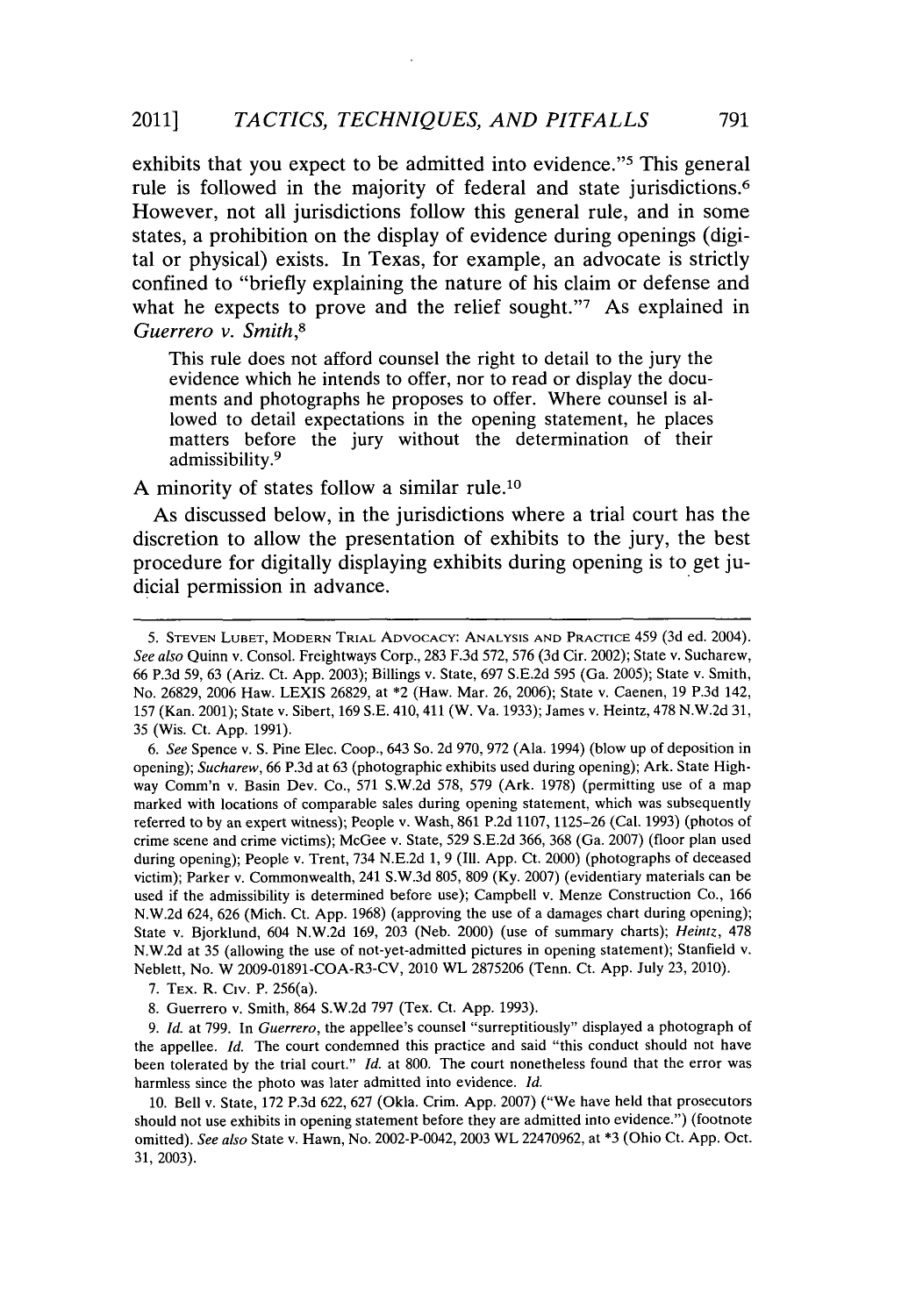exhibits that you expect to be admitted into evidence."[5] This general rule is followed in the majority of federal and state jurisdictions.[6] However, not all jurisdictions follow this general rule, and in some states, a prohibition on the display of evidence during openings (digital or physical) exists. In Texas, for example, an advocate is strictly confined to "briefly explaining the nature of his claim or defense and what he expects to prove and the relief sought."[7] As explained in *Guerrero v. Smith*,[8]

> This rule does not afford counsel the right to detail to the jury the evidence which he intends to offer, nor to read or display the documents and photographs he proposes to offer. Where counsel is allowed to detail expectations in the opening statement, he places matters before the jury without the determination of their admissibility.[9]

A minority of states follow a similar rule.[10]

As discussed below, in the jurisdictions where a trial court has the discretion to allow the presentation of exhibits to the jury, the best procedure for digitally displaying exhibits during opening is to get judicial permission in advance.

---

5. STEVEN LUBET, MODERN TRIAL ADVOCACY: ANALYSIS AND PRACTICE 459 (3d ed. 2004). *See also* Quinn v. Consol. Freightways Corp., 283 F.3d 572, 576 (3d Cir. 2002); State v. Sucharew, 66 P.3d 59, 63 (Ariz. Ct. App. 2003); Billings v. State, 697 S.E.2d 595 (Ga. 2005); State v. Smith, No. 26829, 2006 Haw. LEXIS 26829, at *2 (Haw. Mar. 26, 2006); State v. Caenen, 19 P.3d 142, 157 (Kan. 2001); State v. Sibert, 169 S.E. 410, 411 (W. Va. 1933); James v. Heintz, 478 N.W.2d 31, 35 (Wis. Ct. App. 1991).

6. *See* Spence v. S. Pine Elec. Coop., 643 So. 2d 970, 972 (Ala. 1994) (blow up of deposition in opening); *Sucharew*, 66 P.3d at 63 (photographic exhibits used during opening); Ark. State Highway Comm'n v. Basin Dev. Co., 571 S.W.2d 578, 579 (Ark. 1978) (permitting use of a map marked with locations of comparable sales during opening statement, which was subsequently referred to by an expert witness); People v. Wash, 861 P.2d 1107, 1125–26 (Cal. 1993) (photos of crime scene and crime victims); McGee v. State, 529 S.E.2d 366, 368 (Ga. 2007) (floor plan used during opening); People v. Trent, 734 N.E.2d 1, 9 (Ill. App. Ct. 2000) (photographs of deceased victim); Parker v. Commonwealth, 241 S.W.3d 805, 809 (Ky. 2007) (evidentiary materials can be used if the admissibility is determined before use); Campbell v. Menze Construction Co., 166 N.W.2d 624, 626 (Mich. Ct. App. 1968) (approving the use of a damages chart during opening); State v. Bjorklund, 604 N.W.2d 169, 203 (Neb. 2000) (use of summary charts); *Heintz*, 478 N.W.2d at 35 (allowing the use of not-yet-admitted pictures in opening statement); Stanfield v. Neblett, No. W 2009-01891-COA-R3-CV, 2010 WL 2875206 (Tenn. Ct. App. July 23, 2010).

7. TEX. R. CIV. P. 256(a).

8. Guerrero v. Smith, 864 S.W.2d 797 (Tex. Ct. App. 1993).

9. *Id.* at 799. In *Guerrero*, the appellee's counsel "surreptitiously" displayed a photograph of the appellee. *Id.* The court condemned this practice and said "this conduct should not have been tolerated by the trial court." *Id.* at 800. The court nonetheless found that the error was harmless since the photo was later admitted into evidence. *Id.*

10. Bell v. State, 172 P.3d 622, 627 (Okla. Crim. App. 2007) ("We have held that prosecutors should not use exhibits in opening statement before they are admitted into evidence.") (footnote omitted). *See also* State v. Hawn, No. 2002-P-0042, 2003 WL 22470962, at *3 (Ohio Ct. App. Oct. 31, 2003).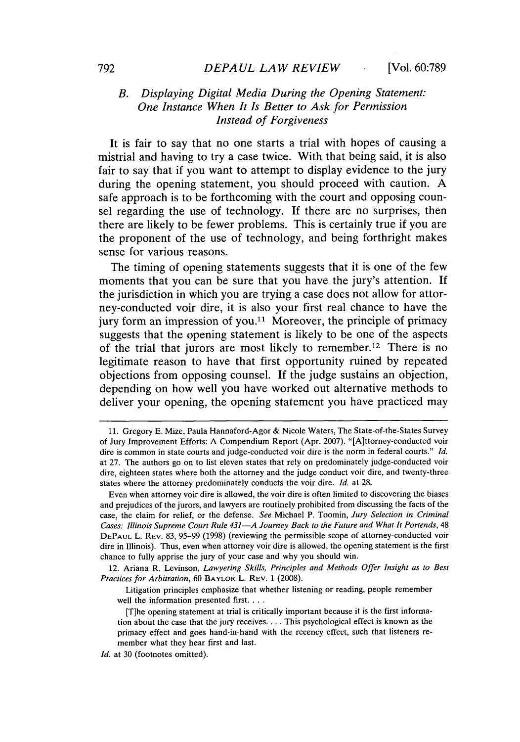### B. *Displaying Digital Media During the Opening Statement: One Instance When It Is Better to Ask for Permission Instead of Forgiveness*

It is fair to say that no one starts a trial with hopes of causing a mistrial and having to try a case twice. With that being said, it is also fair to say that if you want to attempt to display evidence to the jury during the opening statement, you should proceed with caution. A safe approach is to be forthcoming with the court and opposing counsel regarding the use of technology. If there are no surprises, then there are likely to be fewer problems. This is certainly true if you are the proponent of the use of technology, and being forthright makes sense for various reasons.

The timing of opening statements suggests that it is one of the few moments that you can be sure that you have the jury's attention. If the jurisdiction in which you are trying a case does not allow for attorney-conducted voir dire, it is also your first real chance to have the jury form an impression of you.[11] Moreover, the principle of primacy suggests that the opening statement is likely to be one of the aspects of the trial that jurors are most likely to remember.[12] There is no legitimate reason to have that first opportunity ruined by repeated objections from opposing counsel. If the judge sustains an objection, depending on how well you have worked out alternative methods to deliver your opening, the opening statement you have practiced may

---

11. Gregory E. Mize, Paula Hannaford-Agor & Nicole Waters, The State-of-the-States Survey of Jury Improvement Efforts: A Compendium Report (Apr. 2007). "[A]ttorney-conducted voir dire is common in state courts and judge-conducted voir dire is the norm in federal courts." *Id.* at 27. The authors go on to list eleven states that rely on predominately judge-conducted voir dire, eighteen states where both the attorney and the judge conduct voir dire, and twenty-three states where the attorney predominately conducts the voir dire. *Id.* at 28.

Even when attorney voir dire is allowed, the voir dire is often limited to discovering the biases and prejudices of the jurors, and lawyers are routinely prohibited from discussing the facts of the case, the claim for relief, or the defense. *See* Michael P. Toomin, *Jury Selection in Criminal Cases: Illinois Supreme Court Rule 431—A Journey Back to the Future and What It Portends*, 48 DEPAUL L. REV. 83, 95–99 (1998) (reviewing the permissible scope of attorney-conducted voir dire in Illinois). Thus, even when attorney voir dire is allowed, the opening statement is the first chance to fully apprise the jury of your case and why you should win.

12. Ariana R. Levinson, *Lawyering Skills, Principles and Methods Offer Insight as to Best Practices for Arbitration*, 60 BAYLOR L. REV. 1 (2008).

> Litigation principles emphasize that whether listening or reading, people remember well the information presented first. . . .
>
> [T]he opening statement at trial is critically important because it is the first information about the case that the jury receives. . . . This psychological effect is known as the primacy effect and goes hand-in-hand with the recency effect, such that listeners remember what they hear first and last.

*Id.* at 30 (footnotes omitted).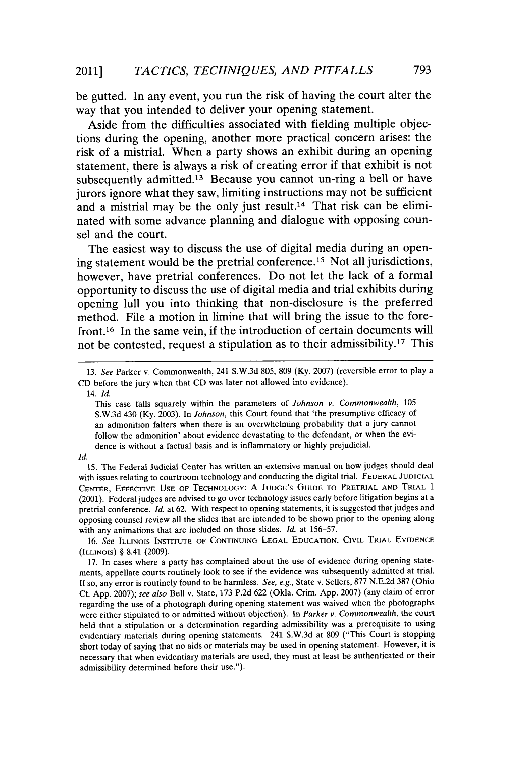be gutted. In any event, you run the risk of having the court alter the way that you intended to deliver your opening statement.

Aside from the difficulties associated with fielding multiple objections during the opening, another more practical concern arises: the risk of a mistrial. When a party shows an exhibit during an opening statement, there is always a risk of creating error if that exhibit is not subsequently admitted.[13] Because you cannot un-ring a bell or have jurors ignore what they saw, limiting instructions may not be sufficient and a mistrial may be the only just result.[14] That risk can be eliminated with some advance planning and dialogue with opposing counsel and the court.

The easiest way to discuss the use of digital media during an opening statement would be the pretrial conference.[15] Not all jurisdictions, however, have pretrial conferences. Do not let the lack of a formal opportunity to discuss the use of digital media and trial exhibits during opening lull you into thinking that non-disclosure is the preferred method. File a motion in limine that will bring the issue to the forefront.[16] In the same vein, if the introduction of certain documents will not be contested, request a stipulation as to their admissibility.[17] This

---

13. *See* Parker v. Commonwealth, 241 S.W.3d 805, 809 (Ky. 2007) (reversible error to play a CD before the jury when that CD was later not allowed into evidence).

14. *Id.*

> This case falls squarely within the parameters of *Johnson v. Commonwealth*, 105 S.W.3d 430 (Ky. 2003). In *Johnson*, this Court found that 'the presumptive efficacy of an admonition falters when there is an overwhelming probability that a jury cannot follow the admonition' about evidence devastating to the defendant, or when the evidence is without a factual basis and is inflammatory or highly prejudicial.

*Id.*

15. The Federal Judicial Center has written an extensive manual on how judges should deal with issues relating to courtroom technology and conducting the digital trial. FEDERAL JUDICIAL CENTER, EFFECTIVE USE OF TECHNOLOGY: A JUDGE'S GUIDE TO PRETRIAL AND TRIAL 1 (2001). Federal judges are advised to go over technology issues early before litigation begins at a pretrial conference. *Id.* at 62. With respect to opening statements, it is suggested that judges and opposing counsel review all the slides that are intended to be shown prior to the opening along with any animations that are included on those slides. *Id.* at 156–57.

16. *See* ILLINOIS INSTITUTE OF CONTINUING LEGAL EDUCATION, CIVIL TRIAL EVIDENCE (ILLINOIS) § 8.41 (2009).

17. In cases where a party has complained about the use of evidence during opening statements, appellate courts routinely look to see if the evidence was subsequently admitted at trial. If so, any error is routinely found to be harmless. *See, e.g.*, State v. Sellers, 877 N.E.2d 387 (Ohio Ct. App. 2007); *see also* Bell v. State, 173 P.2d 622 (Okla. Crim. App. 2007) (any claim of error regarding the use of a photograph during opening statement was waived when the photographs were either stipulated to or admitted without objection). In *Parker v. Commonwealth*, the court held that a stipulation or a determination regarding admissibility was a prerequisite to using evidentiary materials during opening statements. 241 S.W.3d at 809 ("This Court is stopping short today of saying that no aids or materials may be used in opening statement. However, it is necessary that when evidentiary materials are used, they must at least be authenticated or their admissibility determined before their use.").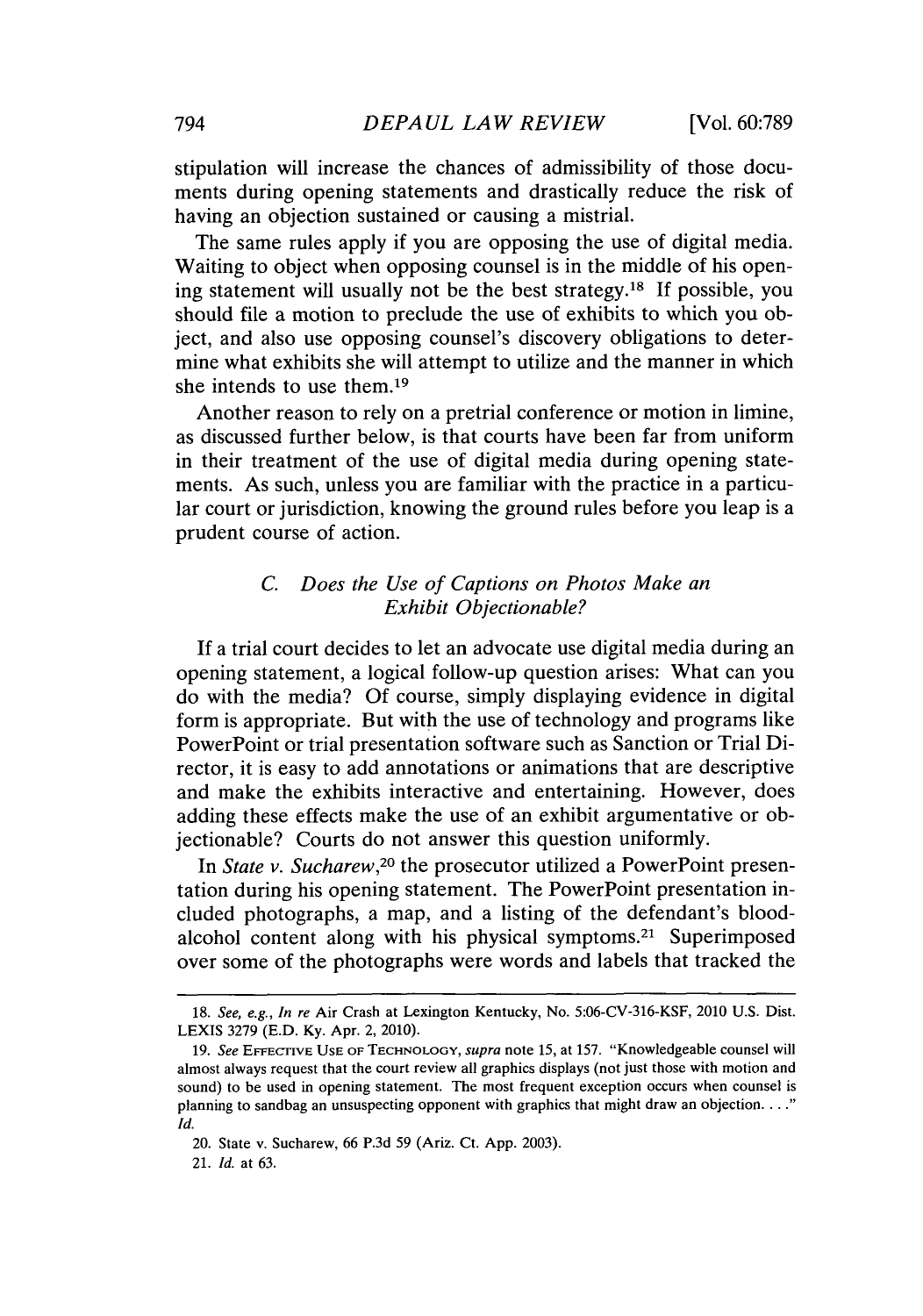stipulation will increase the chances of admissibility of those documents during opening statements and drastically reduce the risk of having an objection sustained or causing a mistrial.

The same rules apply if you are opposing the use of digital media. Waiting to object when opposing counsel is in the middle of his opening statement will usually not be the best strategy.[18] If possible, you should file a motion to preclude the use of exhibits to which you object, and also use opposing counsel's discovery obligations to determine what exhibits she will attempt to utilize and the manner in which she intends to use them.[19]

Another reason to rely on a pretrial conference or motion in limine, as discussed further below, is that courts have been far from uniform in their treatment of the use of digital media during opening statements. As such, unless you are familiar with the practice in a particular court or jurisdiction, knowing the ground rules before you leap is a prudent course of action.

### C. *Does the Use of Captions on Photos Make an Exhibit Objectionable?*

If a trial court decides to let an advocate use digital media during an opening statement, a logical follow-up question arises: What can you do with the media? Of course, simply displaying evidence in digital form is appropriate. But with the use of technology and programs like PowerPoint or trial presentation software such as Sanction or Trial Director, it is easy to add annotations or animations that are descriptive and make the exhibits interactive and entertaining. However, does adding these effects make the use of an exhibit argumentative or objectionable? Courts do not answer this question uniformly.

In *State v. Sucharew*,[20] the prosecutor utilized a PowerPoint presentation during his opening statement. The PowerPoint presentation included photographs, a map, and a listing of the defendant's blood-alcohol content along with his physical symptoms.[21] Superimposed over some of the photographs were words and labels that tracked the

---

18. *See, e.g., In re* Air Crash at Lexington Kentucky, No. 5:06-CV-316-KSF, 2010 U.S. Dist. LEXIS 3279 (E.D. Ky. Apr. 2, 2010).

19. *See* EFFECTIVE USE OF TECHNOLOGY, *supra* note 15, at 157. "Knowledgeable counsel will almost always request that the court review all graphics displays (not just those with motion and sound) to be used in opening statement. The most frequent exception occurs when counsel is planning to sandbag an unsuspecting opponent with graphics that might draw an objection. . . ." *Id.*

20. State v. Sucharew, 66 P.3d 59 (Ariz. Ct. App. 2003).

21. *Id.* at 63.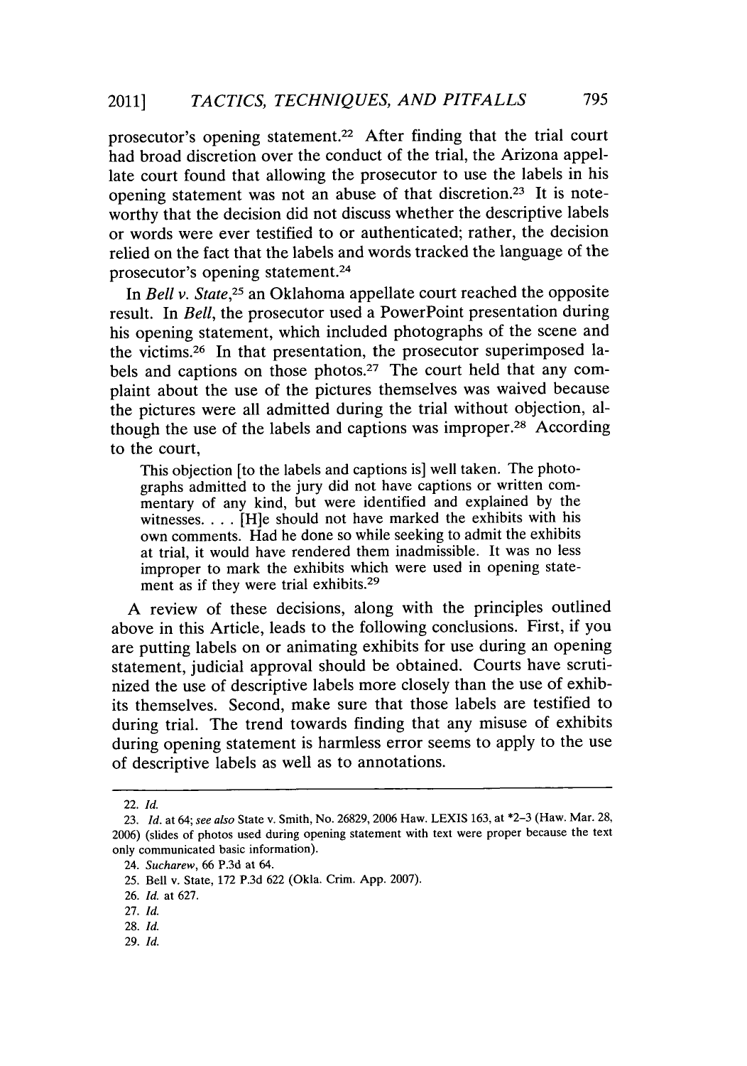prosecutor's opening statement.[22] After finding that the trial court had broad discretion over the conduct of the trial, the Arizona appellate court found that allowing the prosecutor to use the labels in his opening statement was not an abuse of that discretion.[23] It is noteworthy that the decision did not discuss whether the descriptive labels or words were ever testified to or authenticated; rather, the decision relied on the fact that the labels and words tracked the language of the prosecutor's opening statement.[24]

In *Bell v. State*,[25] an Oklahoma appellate court reached the opposite result. In *Bell*, the prosecutor used a PowerPoint presentation during his opening statement, which included photographs of the scene and the victims.[26] In that presentation, the prosecutor superimposed labels and captions on those photos.[27] The court held that any complaint about the use of the pictures themselves was waived because the pictures were all admitted during the trial without objection, although the use of the labels and captions was improper.[28] According to the court,

> This objection [to the labels and captions is] well taken. The photographs admitted to the jury did not have captions or written commentary of any kind, but were identified and explained by the witnesses. . . . [H]e should not have marked the exhibits with his own comments. Had he done so while seeking to admit the exhibits at trial, it would have rendered them inadmissible. It was no less improper to mark the exhibits which were used in opening statement as if they were trial exhibits.[29]

A review of these decisions, along with the principles outlined above in this Article, leads to the following conclusions. First, if you are putting labels on or animating exhibits for use during an opening statement, judicial approval should be obtained. Courts have scrutinized the use of descriptive labels more closely than the use of exhibits themselves. Second, make sure that those labels are testified to during trial. The trend towards finding that any misuse of exhibits during opening statement is harmless error seems to apply to the use of descriptive labels as well as to annotations.

---

22. *Id.*

23. *Id.* at 64; *see also* State v. Smith, No. 26829, 2006 Haw. LEXIS 163, at *2–3 (Haw. Mar. 28, 2006) (slides of photos used during opening statement with text were proper because the text only communicated basic information).

24. *Sucharew*, 66 P.3d at 64.

25. Bell v. State, 172 P.3d 622 (Okla. Crim. App. 2007).

26. *Id.* at 627.

27. *Id.*

28. *Id.*

29. *Id.*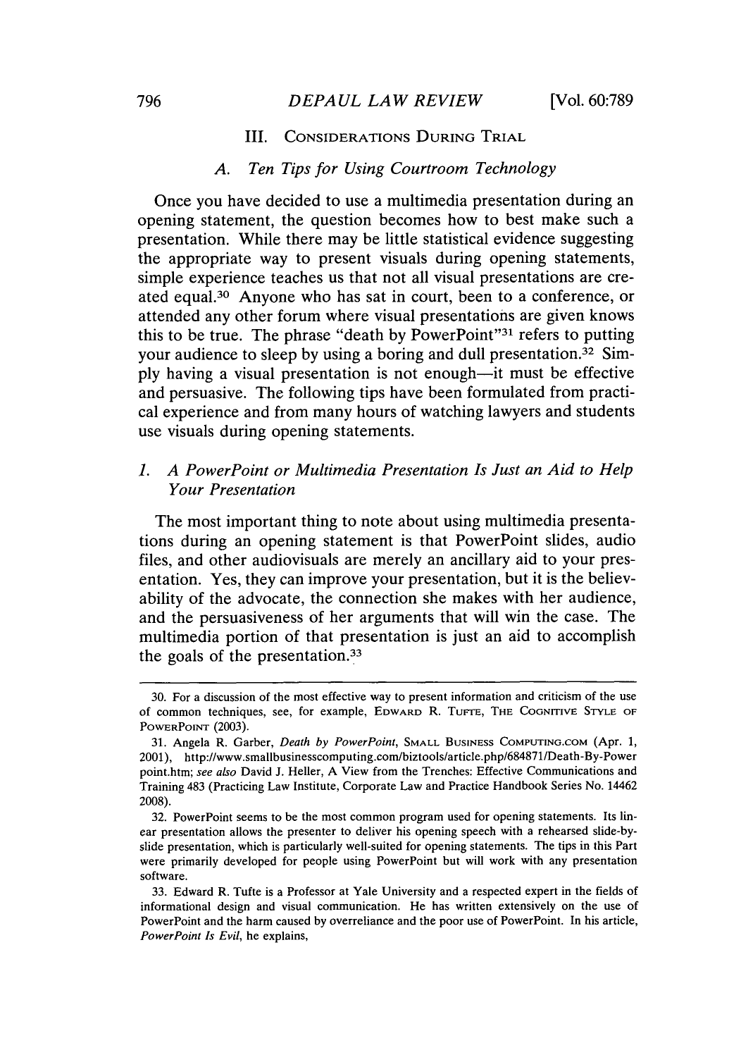## III. Considerations During Trial

### A. Ten Tips for Using Courtroom Technology

Once you have decided to use a multimedia presentation during an opening statement, the question becomes how to best make such a presentation. While there may be little statistical evidence suggesting the appropriate way to present visuals during opening statements, simple experience teaches us that not all visual presentations are created equal.[30] Anyone who has sat in court, been to a conference, or attended any other forum where visual presentations are given knows this to be true. The phrase "death by PowerPoint"[31] refers to putting your audience to sleep by using a boring and dull presentation.[32] Simply having a visual presentation is not enough—it must be effective and persuasive. The following tips have been formulated from practical experience and from many hours of watching lawyers and students use visuals during opening statements.

#### 1. *A PowerPoint or Multimedia Presentation Is Just an Aid to Help Your Presentation*

The most important thing to note about using multimedia presentations during an opening statement is that PowerPoint slides, audio files, and other audiovisuals are merely an ancillary aid to your presentation. Yes, they can improve your presentation, but it is the believability of the advocate, the connection she makes with her audience, and the persuasiveness of her arguments that will win the case. The multimedia portion of that presentation is just an aid to accomplish the goals of the presentation.[33]

---

30. For a discussion of the most effective way to present information and criticism of the use of common techniques, see, for example, Edward R. Tufte, The Cognitive Style of PowerPoint (2003).

31. Angela R. Garber, *Death by PowerPoint*, Small Business Computing.com (Apr. 1, 2001), http://www.smallbusinesscomputing.com/biztools/article.php/684871/Death-By-Powerpoint.htm; *see also* David J. Heller, A View from the Trenches: Effective Communications and Training 483 (Practicing Law Institute, Corporate Law and Practice Handbook Series No. 14462 2008).

32. PowerPoint seems to be the most common program used for opening statements. Its linear presentation allows the presenter to deliver his opening speech with a rehearsed slide-by-slide presentation, which is particularly well-suited for opening statements. The tips in this Part were primarily developed for people using PowerPoint but will work with any presentation software.

33. Edward R. Tufte is a Professor at Yale University and a respected expert in the fields of informational design and visual communication. He has written extensively on the use of PowerPoint and the harm caused by overreliance and the poor use of PowerPoint. In his article, *PowerPoint Is Evil*, he explains,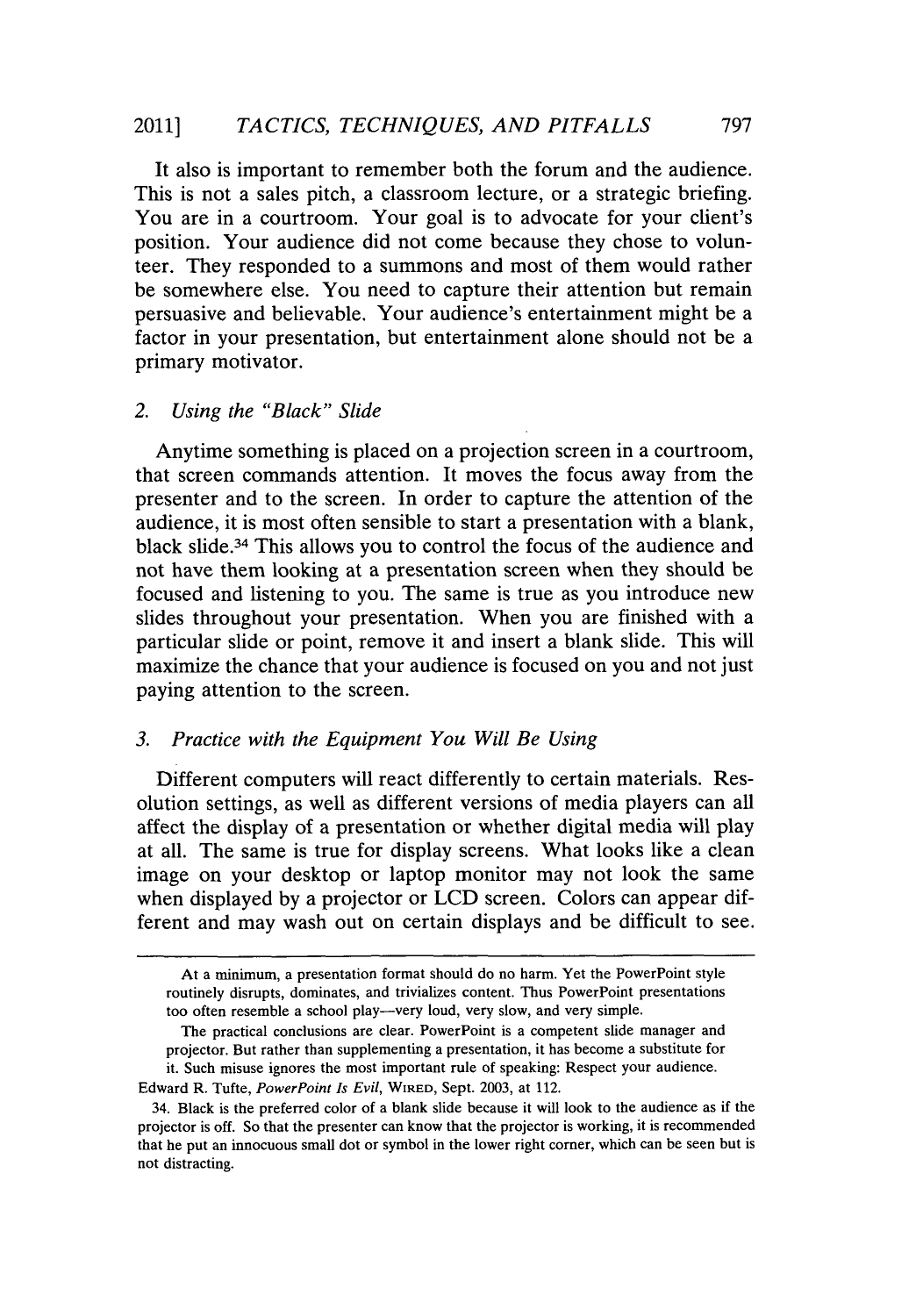It also is important to remember both the forum and the audience. This is not a sales pitch, a classroom lecture, or a strategic briefing. You are in a courtroom. Your goal is to advocate for your client's position. Your audience did not come because they chose to volunteer. They responded to a summons and most of them would rather be somewhere else. You need to capture their attention but remain persuasive and believable. Your audience's entertainment might be a factor in your presentation, but entertainment alone should not be a primary motivator.

### 2. *Using the "Black" Slide*

Anytime something is placed on a projection screen in a courtroom, that screen commands attention. It moves the focus away from the presenter and to the screen. In order to capture the attention of the audience, it is most often sensible to start a presentation with a blank, black slide.[34] This allows you to control the focus of the audience and not have them looking at a presentation screen when they should be focused and listening to you. The same is true as you introduce new slides throughout your presentation. When you are finished with a particular slide or point, remove it and insert a blank slide. This will maximize the chance that your audience is focused on you and not just paying attention to the screen.

### 3. *Practice with the Equipment You Will Be Using*

Different computers will react differently to certain materials. Resolution settings, as well as different versions of media players can all affect the display of a presentation or whether digital media will play at all. The same is true for display screens. What looks like a clean image on your desktop or laptop monitor may not look the same when displayed by a projector or LCD screen. Colors can appear different and may wash out on certain displays and be difficult to see.

---

> At a minimum, a presentation format should do no harm. Yet the PowerPoint style routinely disrupts, dominates, and trivializes content. Thus PowerPoint presentations too often resemble a school play—very loud, very slow, and very simple.
>
> The practical conclusions are clear. PowerPoint is a competent slide manager and projector. But rather than supplementing a presentation, it has become a substitute for it. Such misuse ignores the most important rule of speaking: Respect your audience.

Edward R. Tufte, *PowerPoint Is Evil*, WIRED, Sept. 2003, at 112.

34. Black is the preferred color of a blank slide because it will look to the audience as if the projector is off. So that the presenter can know that the projector is working, it is recommended that he put an innocuous small dot or symbol in the lower right corner, which can be seen but is not distracting.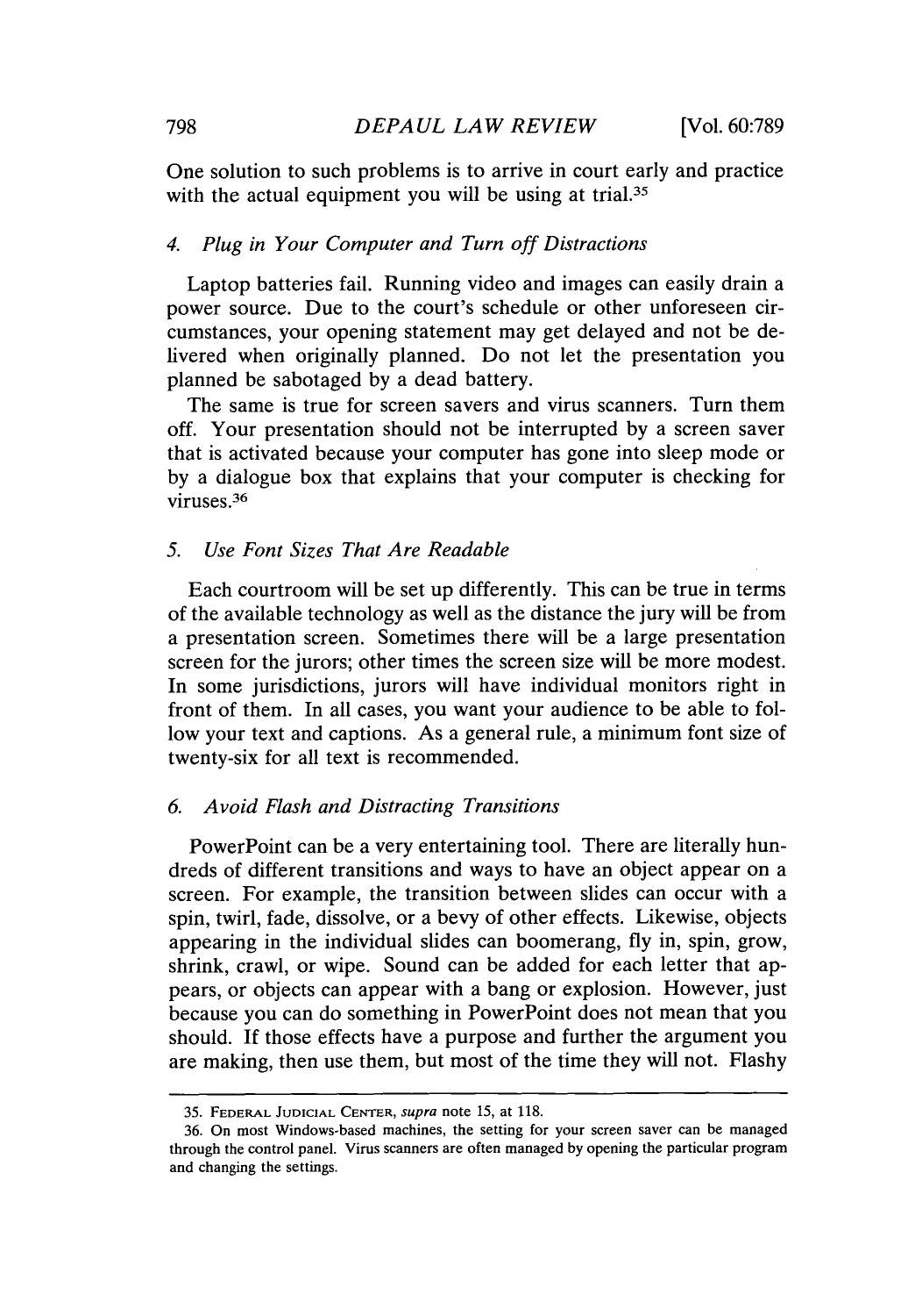One solution to such problems is to arrive in court early and practice with the actual equipment you will be using at trial.[35]

### *4. Plug in Your Computer and Turn off Distractions*

Laptop batteries fail. Running video and images can easily drain a power source. Due to the court's schedule or other unforeseen circumstances, your opening statement may get delayed and not be delivered when originally planned. Do not let the presentation you planned be sabotaged by a dead battery.

The same is true for screen savers and virus scanners. Turn them off. Your presentation should not be interrupted by a screen saver that is activated because your computer has gone into sleep mode or by a dialogue box that explains that your computer is checking for viruses.[36]

### *5. Use Font Sizes That Are Readable*

Each courtroom will be set up differently. This can be true in terms of the available technology as well as the distance the jury will be from a presentation screen. Sometimes there will be a large presentation screen for the jurors; other times the screen size will be more modest. In some jurisdictions, jurors will have individual monitors right in front of them. In all cases, you want your audience to be able to follow your text and captions. As a general rule, a minimum font size of twenty-six for all text is recommended.

### *6. Avoid Flash and Distracting Transitions*

PowerPoint can be a very entertaining tool. There are literally hundreds of different transitions and ways to have an object appear on a screen. For example, the transition between slides can occur with a spin, twirl, fade, dissolve, or a bevy of other effects. Likewise, objects appearing in the individual slides can boomerang, fly in, spin, grow, shrink, crawl, or wipe. Sound can be added for each letter that appears, or objects can appear with a bang or explosion. However, just because you can do something in PowerPoint does not mean that you should. If those effects have a purpose and further the argument you are making, then use them, but most of the time they will not. Flashy

---

35. FEDERAL JUDICIAL CENTER, *supra* note 15, at 118.

36. On most Windows-based machines, the setting for your screen saver can be managed through the control panel. Virus scanners are often managed by opening the particular program and changing the settings.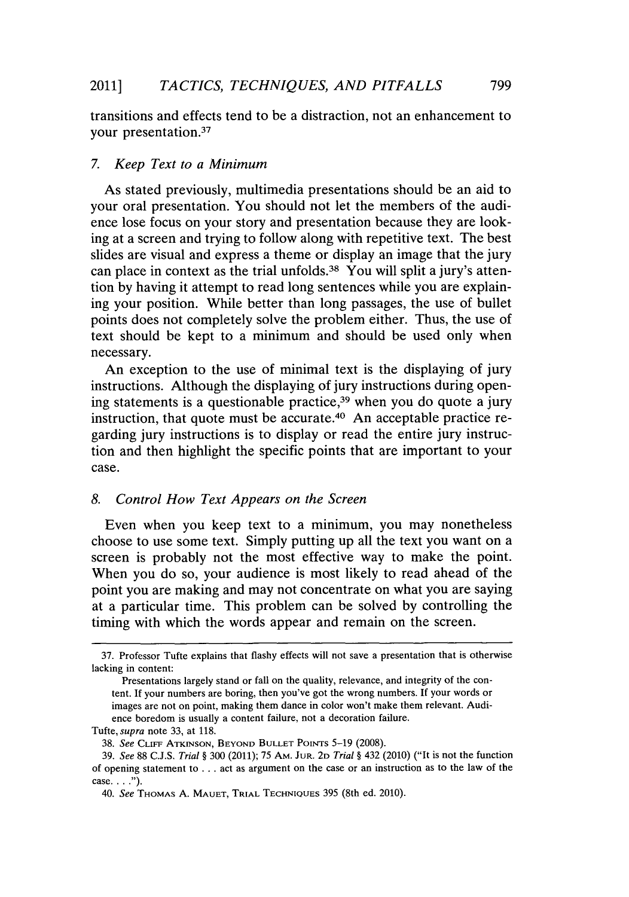transitions and effects tend to be a distraction, not an enhancement to your presentation.[37]

### 7. *Keep Text to a Minimum*

As stated previously, multimedia presentations should be an aid to your oral presentation. You should not let the members of the audience lose focus on your story and presentation because they are looking at a screen and trying to follow along with repetitive text. The best slides are visual and express a theme or display an image that the jury can place in context as the trial unfolds.[38] You will split a jury's attention by having it attempt to read long sentences while you are explaining your position. While better than long passages, the use of bullet points does not completely solve the problem either. Thus, the use of text should be kept to a minimum and should be used only when necessary.

An exception to the use of minimal text is the displaying of jury instructions. Although the displaying of jury instructions during opening statements is a questionable practice,[39] when you do quote a jury instruction, that quote must be accurate.[40] An acceptable practice regarding jury instructions is to display or read the entire jury instruction and then highlight the specific points that are important to your case.

### 8. *Control How Text Appears on the Screen*

Even when you keep text to a minimum, you may nonetheless choose to use some text. Simply putting up all the text you want on a screen is probably not the most effective way to make the point. When you do so, your audience is most likely to read ahead of the point you are making and may not concentrate on what you are saying at a particular time. This problem can be solved by controlling the timing with which the words appear and remain on the screen.

---

37. Professor Tufte explains that flashy effects will not save a presentation that is otherwise lacking in content:

> Presentations largely stand or fall on the quality, relevance, and integrity of the content. If your numbers are boring, then you've got the wrong numbers. If your words or images are not on point, making them dance in color won't make them relevant. Audience boredom is usually a content failure, not a decoration failure.

Tufte, *supra* note 33, at 118.

38. *See* CLIFF ATKINSON, BEYOND BULLET POINTS 5–19 (2008).

39. *See* 88 C.J.S. *Trial* § 300 (2011); 75 AM. JUR. 2D *Trial* § 432 (2010) ("It is not the function of opening statement to . . . act as argument on the case or an instruction as to the law of the case. . . .").

40. *See* THOMAS A. MAUET, TRIAL TECHNIQUES 395 (8th ed. 2010).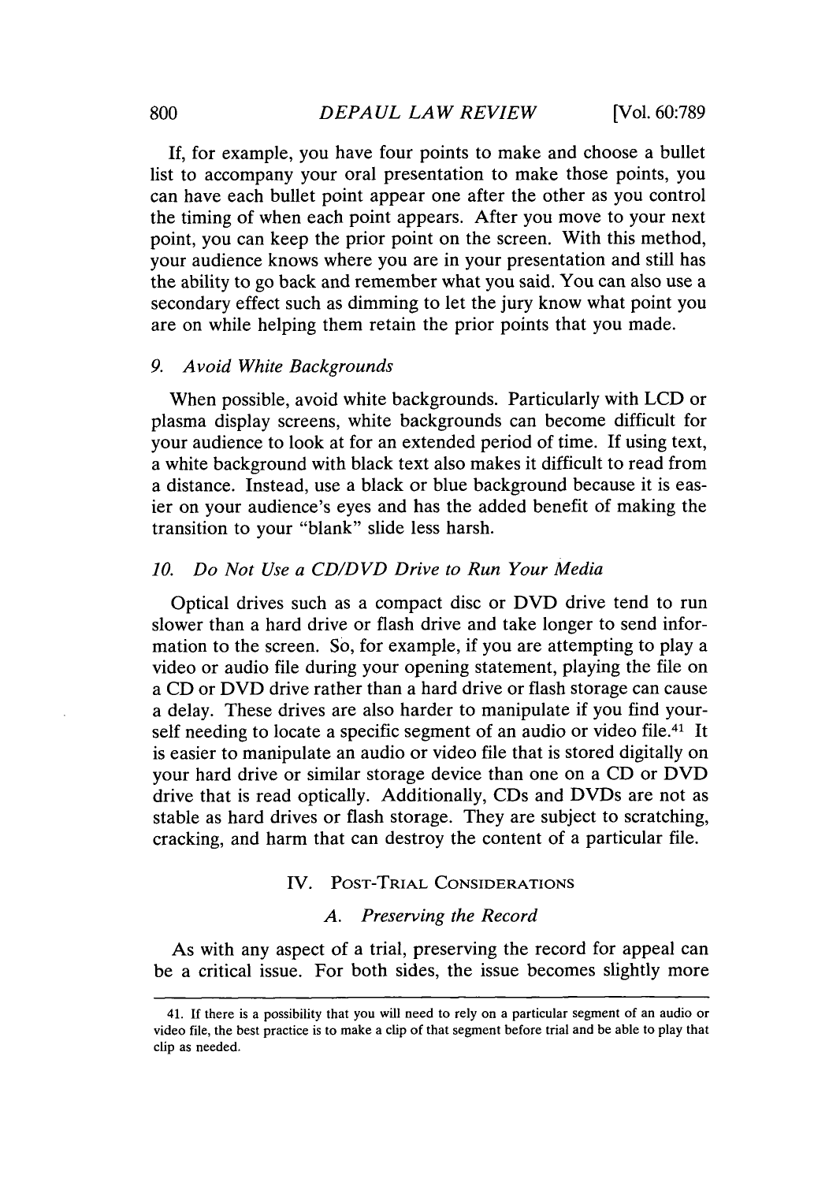If, for example, you have four points to make and choose a bullet list to accompany your oral presentation to make those points, you can have each bullet point appear one after the other as you control the timing of when each point appears. After you move to your next point, you can keep the prior point on the screen. With this method, your audience knows where you are in your presentation and still has the ability to go back and remember what you said. You can also use a secondary effect such as dimming to let the jury know what point you are on while helping them retain the prior points that you made.

#### *9. Avoid White Backgrounds*

When possible, avoid white backgrounds. Particularly with LCD or plasma display screens, white backgrounds can become difficult for your audience to look at for an extended period of time. If using text, a white background with black text also makes it difficult to read from a distance. Instead, use a black or blue background because it is easier on your audience's eyes and has the added benefit of making the transition to your "blank" slide less harsh.

#### *10. Do Not Use a CD/DVD Drive to Run Your Media*

Optical drives such as a compact disc or DVD drive tend to run slower than a hard drive or flash drive and take longer to send information to the screen. So, for example, if you are attempting to play a video or audio file during your opening statement, playing the file on a CD or DVD drive rather than a hard drive or flash storage can cause a delay. These drives are also harder to manipulate if you find yourself needing to locate a specific segment of an audio or video file.[41] It is easier to manipulate an audio or video file that is stored digitally on your hard drive or similar storage device than one on a CD or DVD drive that is read optically. Additionally, CDs and DVDs are not as stable as hard drives or flash storage. They are subject to scratching, cracking, and harm that can destroy the content of a particular file.

## IV. Post-Trial Considerations

### *A. Preserving the Record*

As with any aspect of a trial, preserving the record for appeal can be a critical issue. For both sides, the issue becomes slightly more

---

41. If there is a possibility that you will need to rely on a particular segment of an audio or video file, the best practice is to make a clip of that segment before trial and be able to play that clip as needed.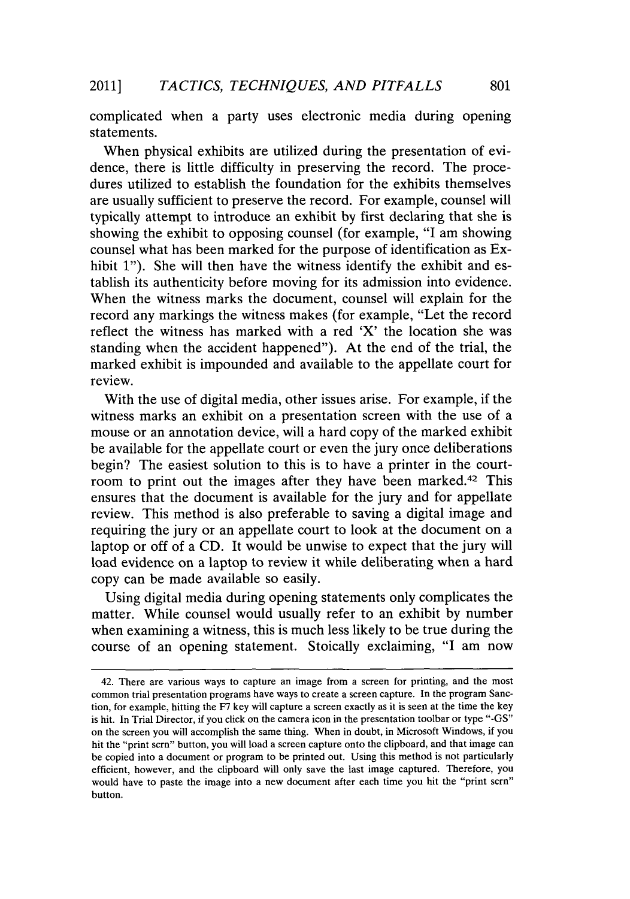complicated when a party uses electronic media during opening statements.

When physical exhibits are utilized during the presentation of evidence, there is little difficulty in preserving the record. The procedures utilized to establish the foundation for the exhibits themselves are usually sufficient to preserve the record. For example, counsel will typically attempt to introduce an exhibit by first declaring that she is showing the exhibit to opposing counsel (for example, "I am showing counsel what has been marked for the purpose of identification as Exhibit 1"). She will then have the witness identify the exhibit and establish its authenticity before moving for its admission into evidence. When the witness marks the document, counsel will explain for the record any markings the witness makes (for example, "Let the record reflect the witness has marked with a red 'X' the location she was standing when the accident happened"). At the end of the trial, the marked exhibit is impounded and available to the appellate court for review.

With the use of digital media, other issues arise. For example, if the witness marks an exhibit on a presentation screen with the use of a mouse or an annotation device, will a hard copy of the marked exhibit be available for the appellate court or even the jury once deliberations begin? The easiest solution to this is to have a printer in the courtroom to print out the images after they have been marked.[42] This ensures that the document is available for the jury and for appellate review. This method is also preferable to saving a digital image and requiring the jury or an appellate court to look at the document on a laptop or off of a CD. It would be unwise to expect that the jury will load evidence on a laptop to review it while deliberating when a hard copy can be made available so easily.

Using digital media during opening statements only complicates the matter. While counsel would usually refer to an exhibit by number when examining a witness, this is much less likely to be true during the course of an opening statement. Stoically exclaiming, "I am now

---

42. There are various ways to capture an image from a screen for printing, and the most common trial presentation programs have ways to create a screen capture. In the program Sanction, for example, hitting the F7 key will capture a screen exactly as it is seen at the time the key is hit. In Trial Director, if you click on the camera icon in the presentation toolbar or type "-GS" on the screen you will accomplish the same thing. When in doubt, in Microsoft Windows, if you hit the "print scrn" button, you will load a screen capture onto the clipboard, and that image can be copied into a document or program to be printed out. Using this method is not particularly efficient, however, and the clipboard will only save the last image captured. Therefore, you would have to paste the image into a new document after each time you hit the "print scrn" button.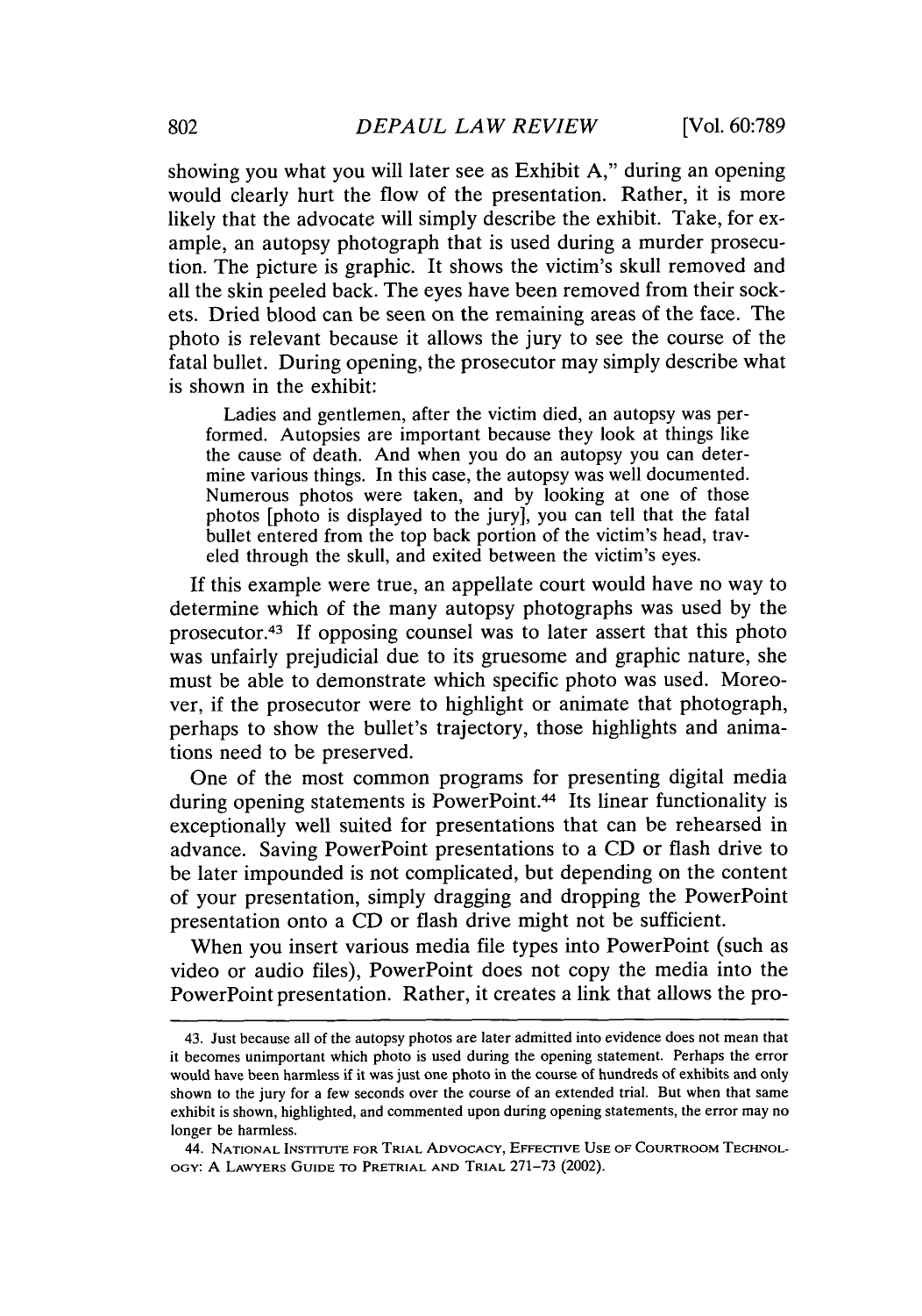showing you what you will later see as Exhibit A," during an opening would clearly hurt the flow of the presentation. Rather, it is more likely that the advocate will simply describe the exhibit. Take, for example, an autopsy photograph that is used during a murder prosecution. The picture is graphic. It shows the victim's skull removed and all the skin peeled back. The eyes have been removed from their sockets. Dried blood can be seen on the remaining areas of the face. The photo is relevant because it allows the jury to see the course of the fatal bullet. During opening, the prosecutor may simply describe what is shown in the exhibit:

> Ladies and gentlemen, after the victim died, an autopsy was performed. Autopsies are important because they look at things like the cause of death. And when you do an autopsy you can determine various things. In this case, the autopsy was well documented. Numerous photos were taken, and by looking at one of those photos [photo is displayed to the jury], you can tell that the fatal bullet entered from the top back portion of the victim's head, traveled through the skull, and exited between the victim's eyes.

If this example were true, an appellate court would have no way to determine which of the many autopsy photographs was used by the prosecutor.[43] If opposing counsel was to later assert that this photo was unfairly prejudicial due to its gruesome and graphic nature, she must be able to demonstrate which specific photo was used. Moreover, if the prosecutor were to highlight or animate that photograph, perhaps to show the bullet's trajectory, those highlights and animations need to be preserved.

One of the most common programs for presenting digital media during opening statements is PowerPoint.[44] Its linear functionality is exceptionally well suited for presentations that can be rehearsed in advance. Saving PowerPoint presentations to a CD or flash drive to be later impounded is not complicated, but depending on the content of your presentation, simply dragging and dropping the PowerPoint presentation onto a CD or flash drive might not be sufficient.

When you insert various media file types into PowerPoint (such as video or audio files), PowerPoint does not copy the media into the PowerPoint presentation. Rather, it creates a link that allows the pro-

---

43. Just because all of the autopsy photos are later admitted into evidence does not mean that it becomes unimportant which photo is used during the opening statement. Perhaps the error would have been harmless if it was just one photo in the course of hundreds of exhibits and only shown to the jury for a few seconds over the course of an extended trial. But when that same exhibit is shown, highlighted, and commented upon during opening statements, the error may no longer be harmless.

44. NATIONAL INSTITUTE FOR TRIAL ADVOCACY, EFFECTIVE USE OF COURTROOM TECHNOLOGY: A LAWYERS GUIDE TO PRETRIAL AND TRIAL 271–73 (2002).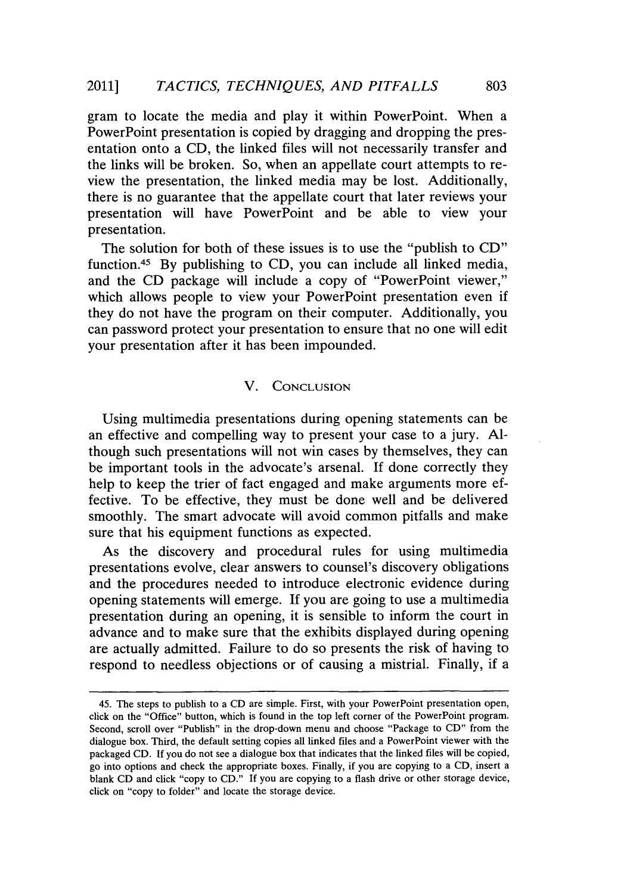gram to locate the media and play it within PowerPoint. When a PowerPoint presentation is copied by dragging and dropping the presentation onto a CD, the linked files will not necessarily transfer and the links will be broken. So, when an appellate court attempts to review the presentation, the linked media may be lost. Additionally, there is no guarantee that the appellate court that later reviews your presentation will have PowerPoint and be able to view your presentation.

The solution for both of these issues is to use the "publish to CD" function.[45] By publishing to CD, you can include all linked media, and the CD package will include a copy of "PowerPoint viewer," which allows people to view your PowerPoint presentation even if they do not have the program on their computer. Additionally, you can password protect your presentation to ensure that no one will edit your presentation after it has been impounded.

## V. Conclusion

Using multimedia presentations during opening statements can be an effective and compelling way to present your case to a jury. Although such presentations will not win cases by themselves, they can be important tools in the advocate's arsenal. If done correctly they help to keep the trier of fact engaged and make arguments more effective. To be effective, they must be done well and be delivered smoothly. The smart advocate will avoid common pitfalls and make sure that his equipment functions as expected.

As the discovery and procedural rules for using multimedia presentations evolve, clear answers to counsel's discovery obligations and the procedures needed to introduce electronic evidence during opening statements will emerge. If you are going to use a multimedia presentation during an opening, it is sensible to inform the court in advance and to make sure that the exhibits displayed during opening are actually admitted. Failure to do so presents the risk of having to respond to needless objections or of causing a mistrial. Finally, if a

---

45. The steps to publish to a CD are simple. First, with your PowerPoint presentation open, click on the "Office" button, which is found in the top left corner of the PowerPoint program. Second, scroll over "Publish" in the drop-down menu and choose "Package to CD" from the dialogue box. Third, the default setting copies all linked files and a PowerPoint viewer with the packaged CD. If you do not see a dialogue box that indicates that the linked files will be copied, go into options and check the appropriate boxes. Finally, if you are copying to a CD, insert a blank CD and click "copy to CD." If you are copying to a flash drive or other storage device, click on "copy to folder" and locate the storage device.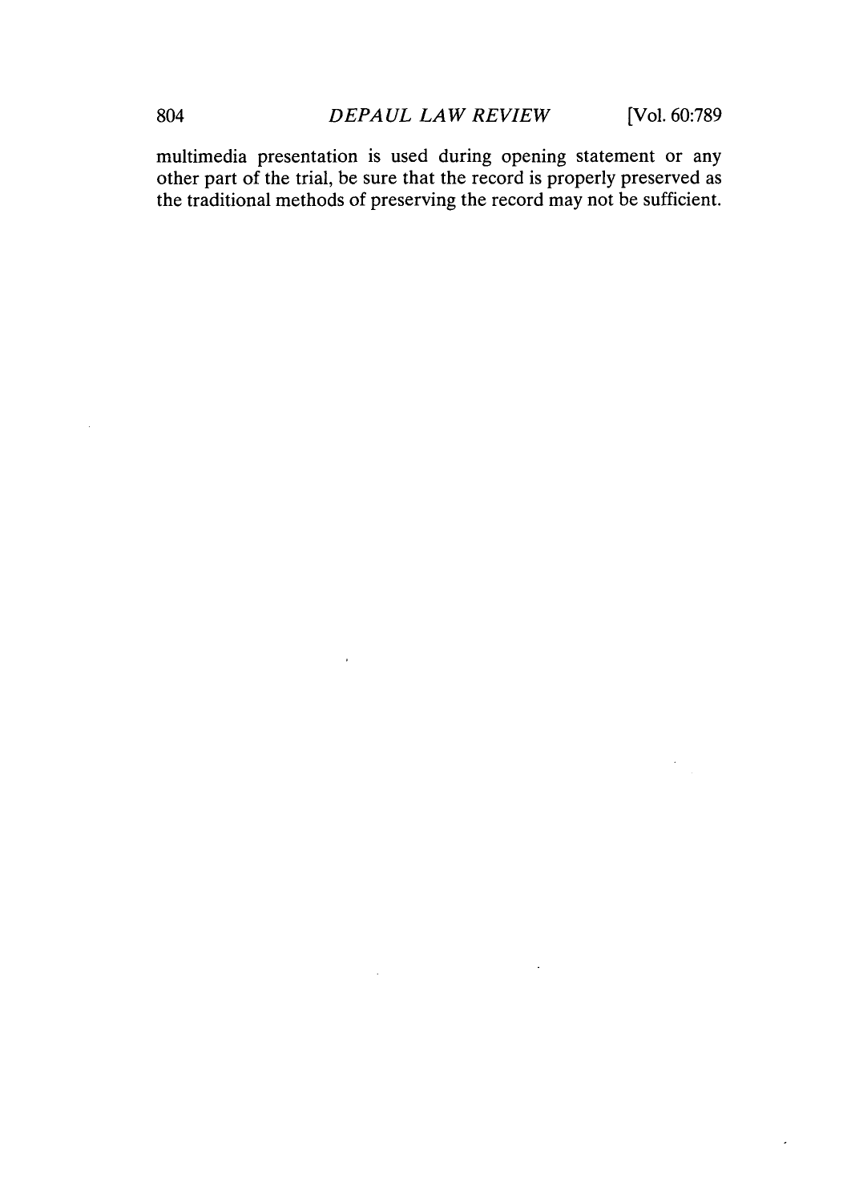multimedia presentation is used during opening statement or any other part of the trial, be sure that the record is properly preserved as the traditional methods of preserving the record may not be sufficient.